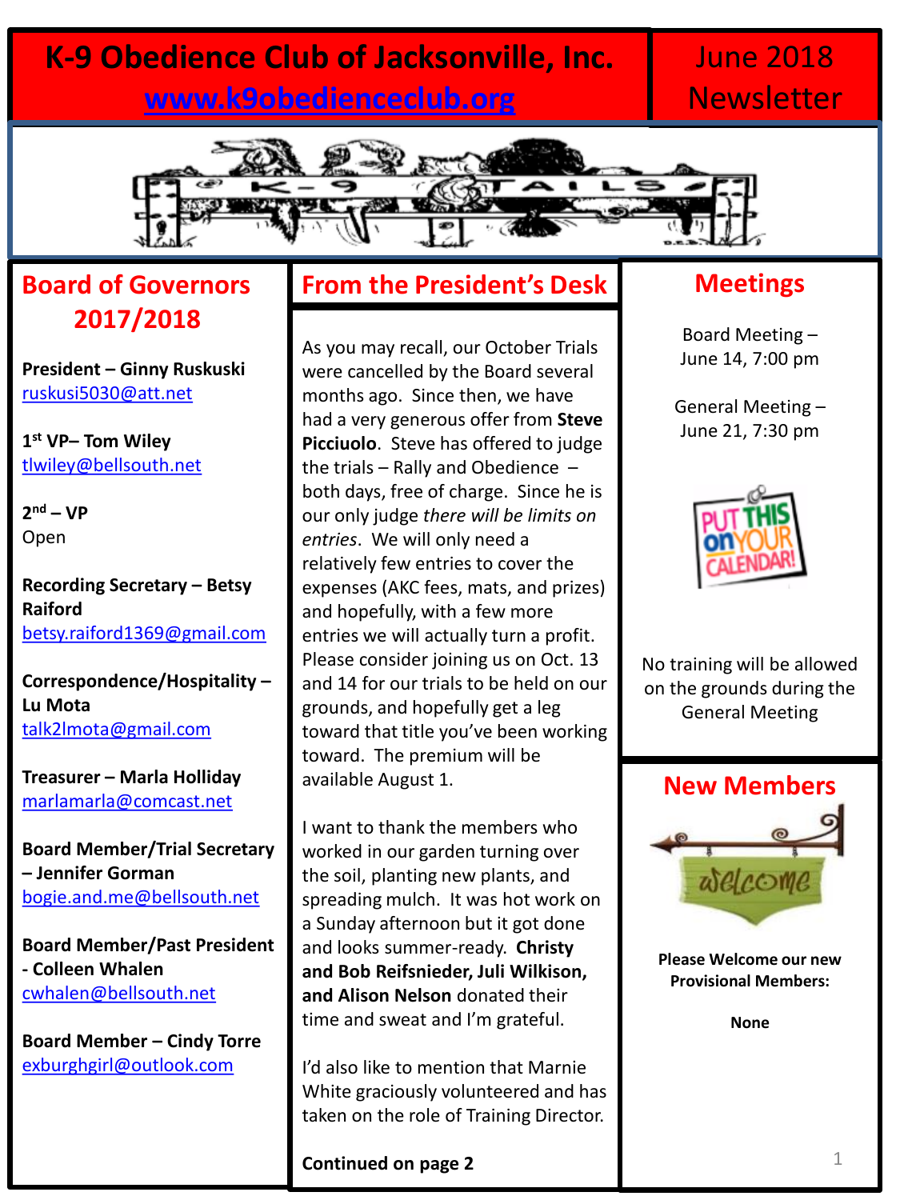# K-9 Obedience Club of Jacksonville, Inc.

www.k9obedienceclub.org

June 2018 Newsletter

## Board of Governors 2017/2018

**President – Ginny Ruskuski**
ruskusi5030@att.net

**1st VP– Tom Wiley**
tlwiley@bellsouth.net

**2nd – VP**
Open

**Recording Secretary – Betsy Raiford**
betsy.raiford1369@gmail.com

**Correspondence/Hospitality – Lu Mota**
talk2lmota@gmail.com

**Treasurer – Marla Holliday**
marlamarla@comcast.net

**Board Member/Trial Secretary – Jennifer Gorman**
bogie.and.me@bellsouth.net

**Board Member/Past President - Colleen Whalen**
cwhalen@bellsouth.net

**Board Member – Cindy Torre**
exburghgirl@outlook.com

## From the President's Desk

As you may recall, our October Trials were cancelled by the Board several months ago. Since then, we have had a very generous offer from **Steve Picciuolo**. Steve has offered to judge the trials – Rally and Obedience – both days, free of charge. Since he is our only judge *there will be limits on entries*. We will only need a relatively few entries to cover the expenses (AKC fees, mats, and prizes) and hopefully, with a few more entries we will actually turn a profit. Please consider joining us on Oct. 13 and 14 for our trials to be held on our grounds, and hopefully get a leg toward that title you've been working toward. The premium will be available August 1.

I want to thank the members who worked in our garden turning over the soil, planting new plants, and spreading mulch. It was hot work on a Sunday afternoon but it got done and looks summer-ready. **Christy and Bob Reifsnieder, Juli Wilkison, and Alison Nelson** donated their time and sweat and I'm grateful.

I'd also like to mention that Marnie White graciously volunteered and has taken on the role of Training Director.

**Continued on page 2**

## Meetings

Board Meeting – June 14, 7:00 pm

General Meeting – June 21, 7:30 pm

No training will be allowed on the grounds during the General Meeting

## New Members

**Please Welcome our new Provisional Members:**

**None**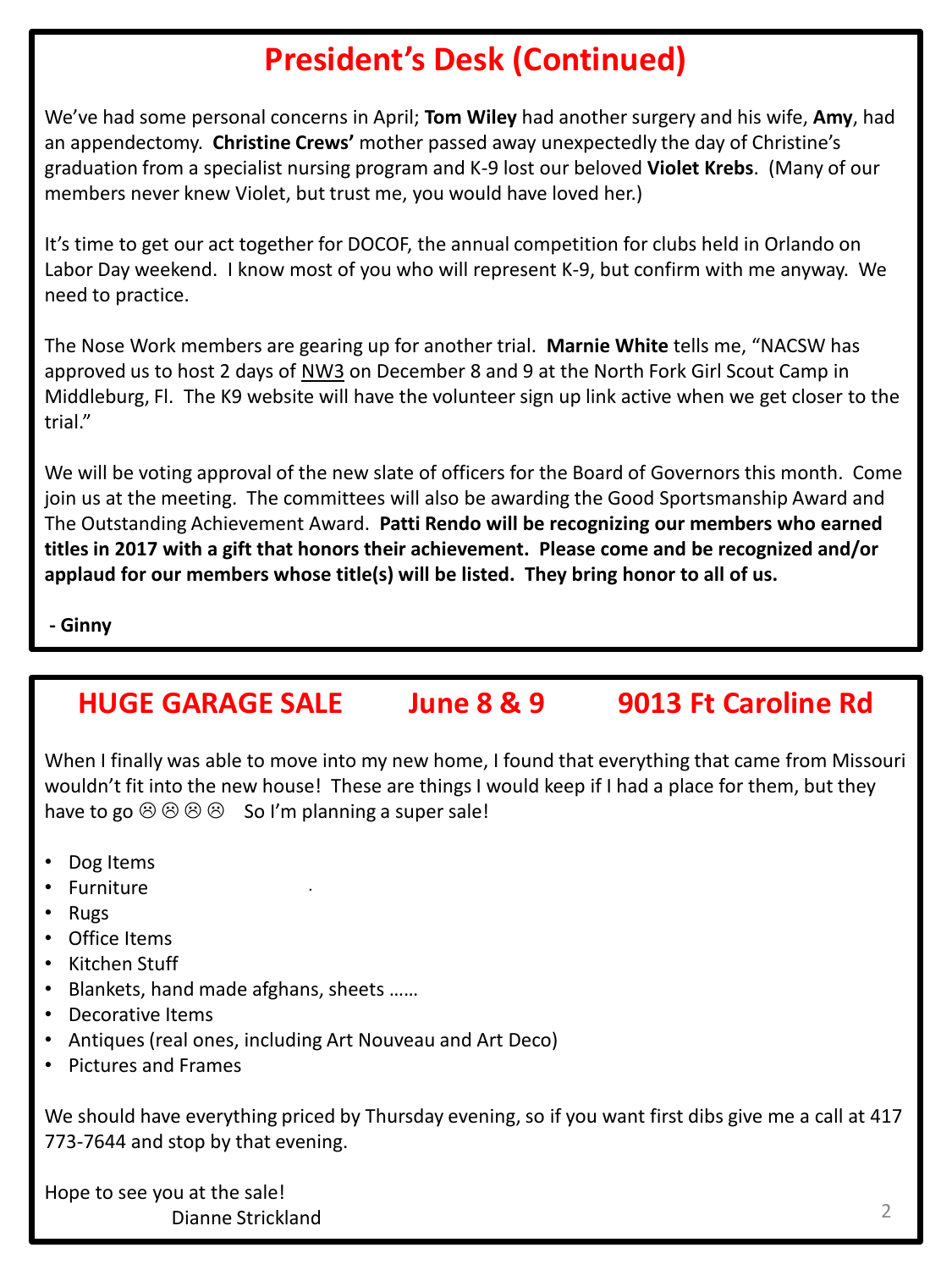# President's Desk (Continued)

We've had some personal concerns in April; **Tom Wiley** had another surgery and his wife, **Amy**, had an appendectomy. **Christine Crews'** mother passed away unexpectedly the day of Christine's graduation from a specialist nursing program and K-9 lost our beloved **Violet Krebs**. (Many of our members never knew Violet, but trust me, you would have loved her.)

It's time to get our act together for DOCOF, the annual competition for clubs held in Orlando on Labor Day weekend. I know most of you who will represent K-9, but confirm with me anyway. We need to practice.

The Nose Work members are gearing up for another trial. **Marnie White** tells me, "NACSW has approved us to host 2 days of NW3 on December 8 and 9 at the North Fork Girl Scout Camp in Middleburg, Fl. The K9 website will have the volunteer sign up link active when we get closer to the trial."

We will be voting approval of the new slate of officers for the Board of Governors this month. Come join us at the meeting. The committees will also be awarding the Good Sportsmanship Award and The Outstanding Achievement Award. **Patti Rendo will be recognizing our members who earned titles in 2017 with a gift that honors their achievement. Please come and be recognized and/or applaud for our members whose title(s) will be listed. They bring honor to all of us.**

**- Ginny**

# HUGE GARAGE SALE June 8 & 9 9013 Ft Caroline Rd

When I finally was able to move into my new home, I found that everything that came from Missouri wouldn't fit into the new house! These are things I would keep if I had a place for them, but they have to go ☹ ☹ ☹ ☹ So I'm planning a super sale!

- Dog Items
- Furniture
- Rugs
- Office Items
- Kitchen Stuff
- Blankets, hand made afghans, sheets ……
- Decorative Items
- Antiques (real ones, including Art Nouveau and Art Deco)
- Pictures and Frames

We should have everything priced by Thursday evening, so if you want first dibs give me a call at 417 773-7644 and stop by that evening.

Hope to see you at the sale!

Dianne Strickland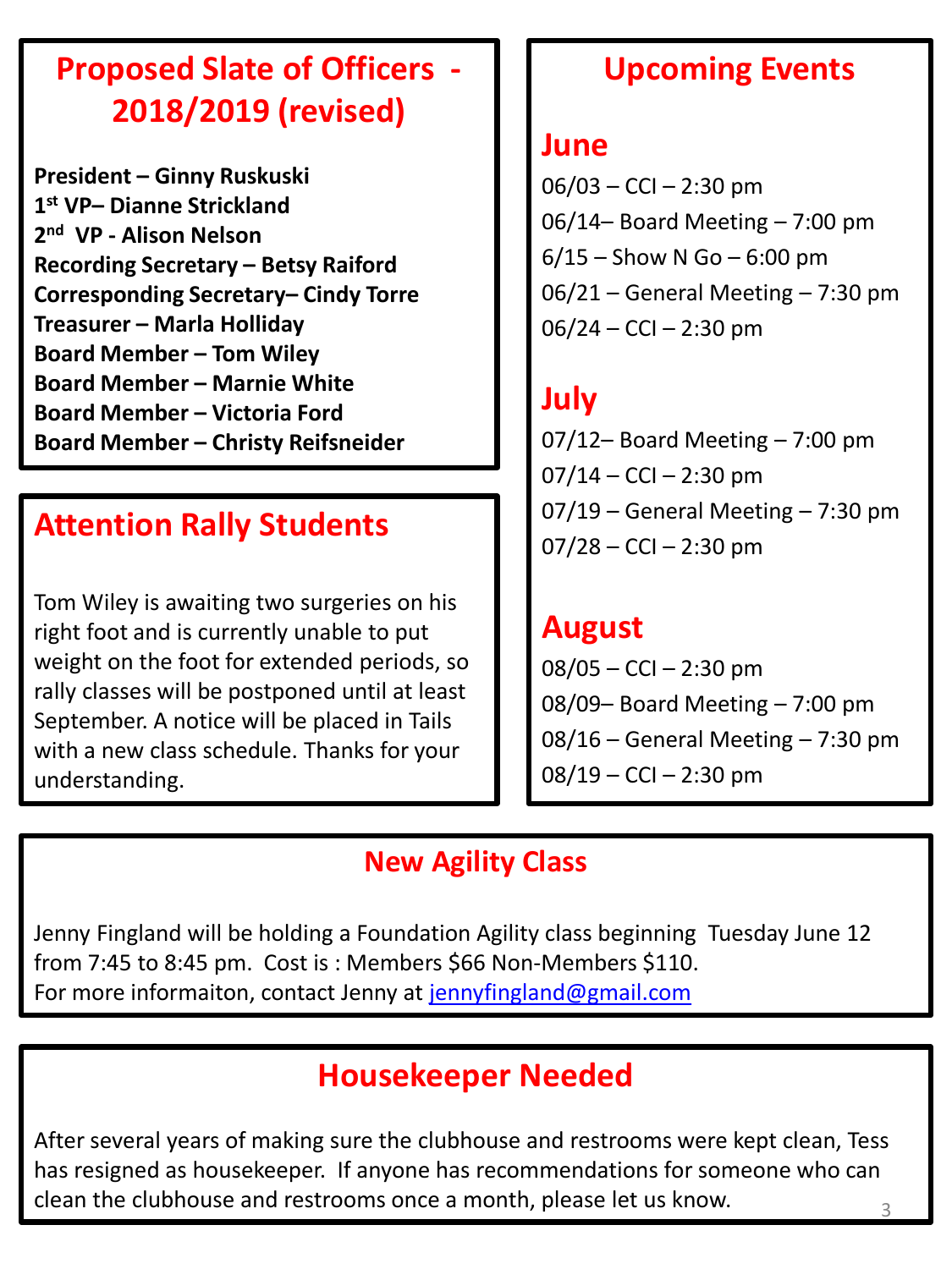## Proposed Slate of Officers - 2018/2019 (revised)

**President – Ginny Ruskuski**
**1st VP– Dianne Strickland**
**2nd VP - Alison Nelson**
**Recording Secretary – Betsy Raiford**
**Corresponding Secretary– Cindy Torre**
**Treasurer – Marla Holliday**
**Board Member – Tom Wiley**
**Board Member – Marnie White**
**Board Member – Victoria Ford**
**Board Member – Christy Reifsneider**

## Attention Rally Students

Tom Wiley is awaiting two surgeries on his right foot and is currently unable to put weight on the foot for extended periods, so rally classes will be postponed until at least September. A notice will be placed in Tails with a new class schedule. Thanks for your understanding.

## Upcoming Events

### June

06/03 – CCI – 2:30 pm
06/14– Board Meeting – 7:00 pm
6/15 – Show N Go – 6:00 pm
06/21 – General Meeting – 7:30 pm
06/24 – CCI – 2:30 pm

### July

07/12– Board Meeting – 7:00 pm
07/14 – CCI – 2:30 pm
07/19 – General Meeting – 7:30 pm
07/28 – CCI – 2:30 pm

### August

08/05 – CCI – 2:30 pm
08/09– Board Meeting – 7:00 pm
08/16 – General Meeting – 7:30 pm
08/19 – CCI – 2:30 pm

## New Agility Class

Jenny Fingland will be holding a Foundation Agility class beginning Tuesday June 12 from 7:45 to 8:45 pm. Cost is : Members $66 Non-Members $110.
For more informaiton, contact Jenny at jennyfingland@gmail.com

## Housekeeper Needed

After several years of making sure the clubhouse and restrooms were kept clean, Tess has resigned as housekeeper. If anyone has recommendations for someone who can clean the clubhouse and restrooms once a month, please let us know.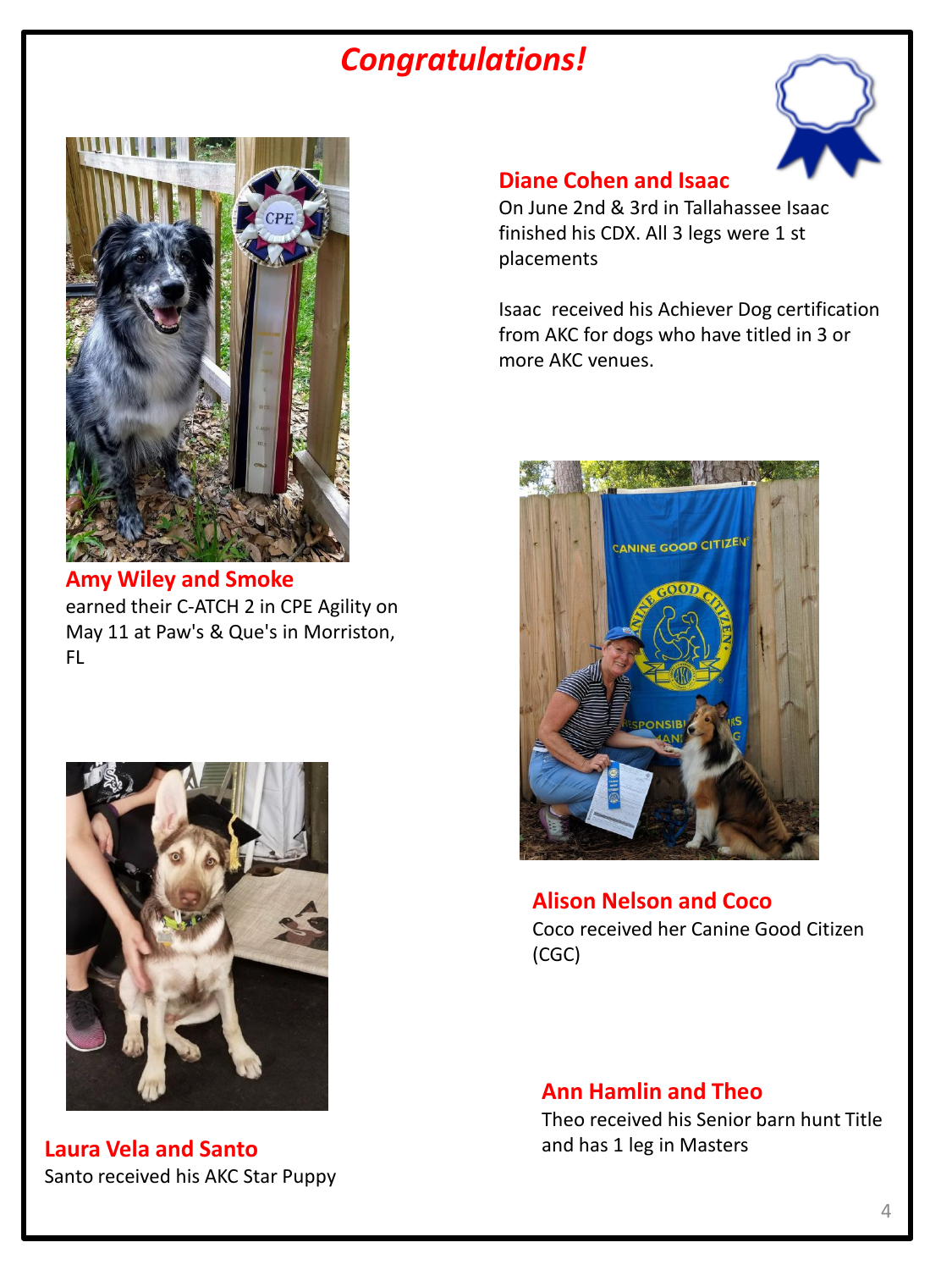# *Congratulations!*

### Amy Wiley and Smoke

earned their C-ATCH 2 in CPE Agility on May 11 at Paw's & Que's in Morriston, FL

### Diane Cohen and Isaac

On June 2nd & 3rd in Tallahassee Isaac finished his CDX. All 3 legs were 1 st placements

Isaac received his Achiever Dog certification from AKC for dogs who have titled in 3 or more AKC venues.

### Alison Nelson and Coco

Coco received her Canine Good Citizen (CGC)

### Laura Vela and Santo

Santo received his AKC Star Puppy

### Ann Hamlin and Theo

Theo received his Senior barn hunt Title and has 1 leg in Masters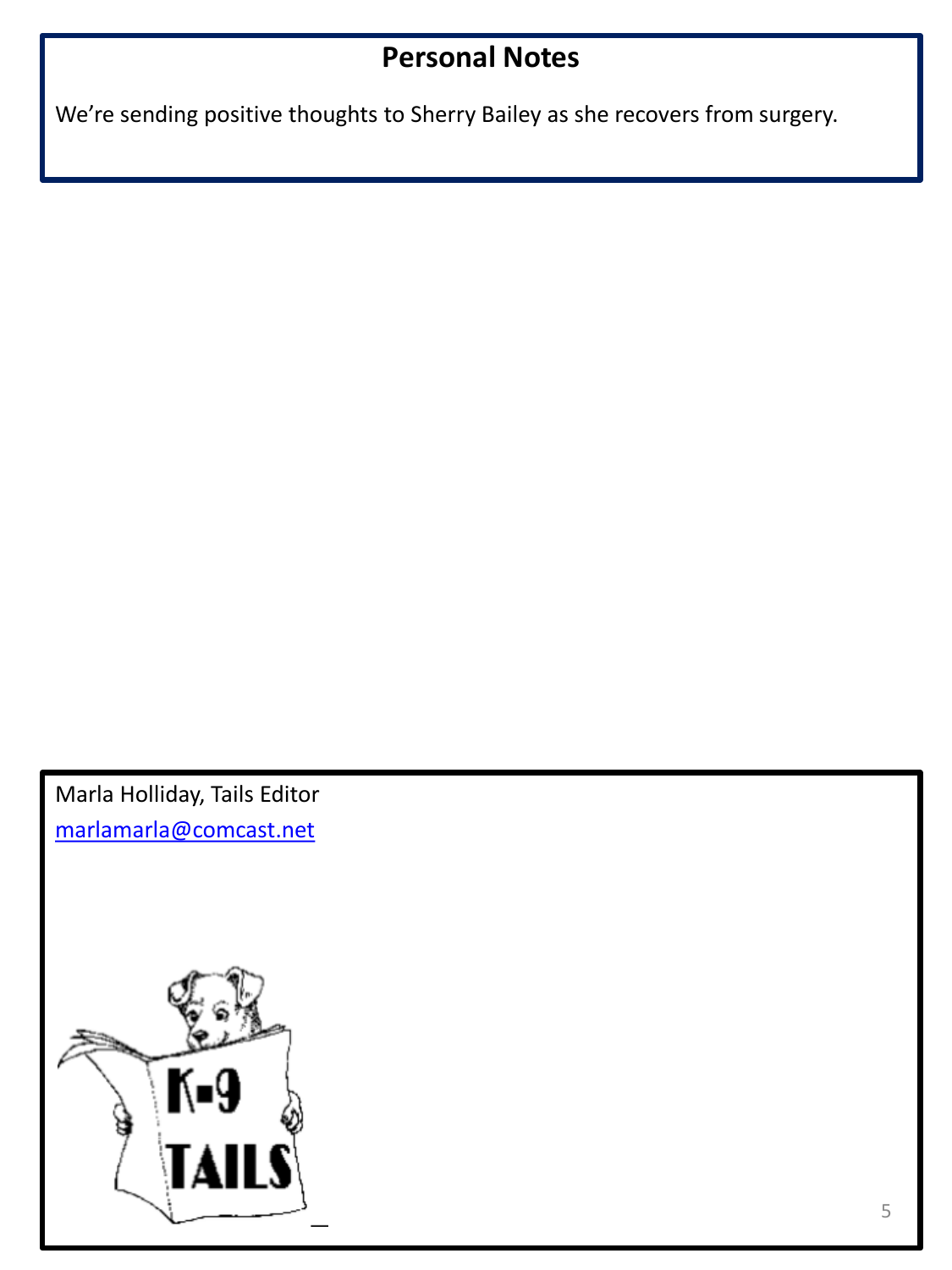## Personal Notes

We're sending positive thoughts to Sherry Bailey as she recovers from surgery.

Marla Holliday, Tails Editor

[marlamarla@comcast.net](mailto:marlamarla@comcast.net)